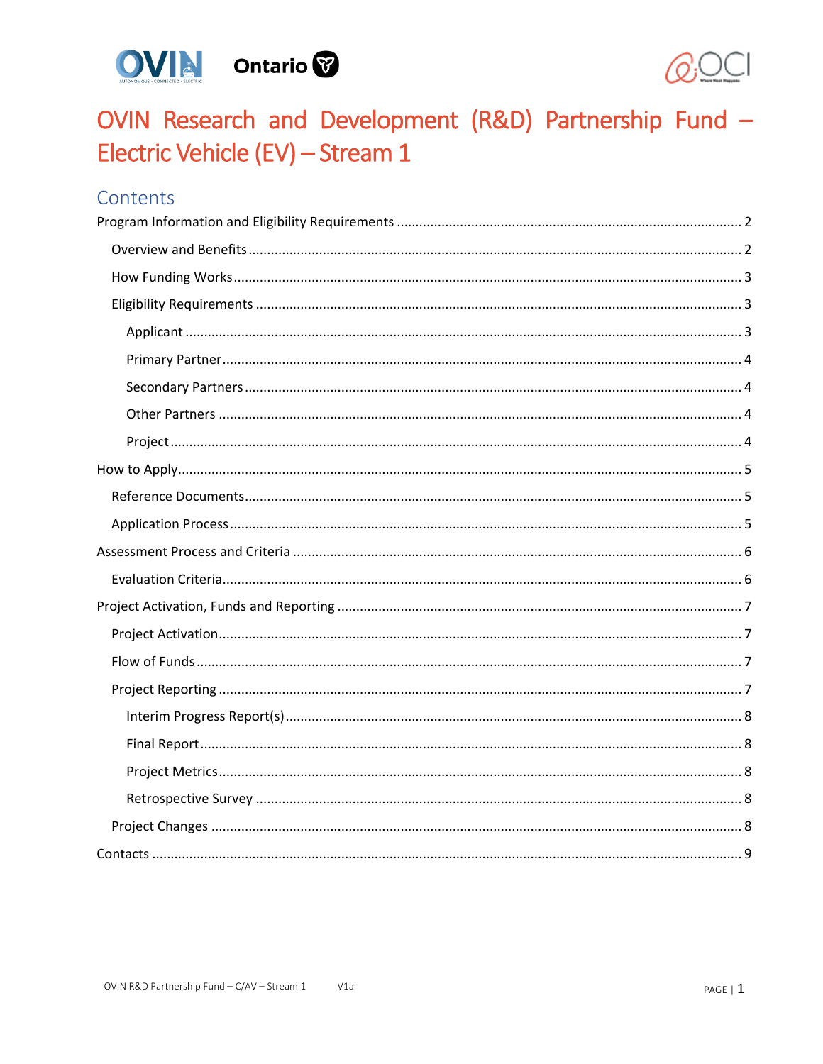# OVIN Research and Development (R&D) Partnership Fund – Electric Vehicle (EV) – Stream 1

## Contents

- Program Information and Eligibility Requirements ..... 2
  - Overview and Benefits ..... 2
  - How Funding Works ..... 3
  - Eligibility Requirements ..... 3
    - Applicant ..... 3
    - Primary Partner ..... 4
    - Secondary Partners ..... 4
    - Other Partners ..... 4
    - Project ..... 4
- How to Apply ..... 5
  - Reference Documents ..... 5
  - Application Process ..... 5
- Assessment Process and Criteria ..... 6
  - Evaluation Criteria ..... 6
- Project Activation, Funds and Reporting ..... 7
  - Project Activation ..... 7
  - Flow of Funds ..... 7
  - Project Reporting ..... 7
    - Interim Progress Report(s) ..... 8
    - Final Report ..... 8
    - Project Metrics ..... 8
    - Retrospective Survey ..... 8
  - Project Changes ..... 8
- Contacts ..... 9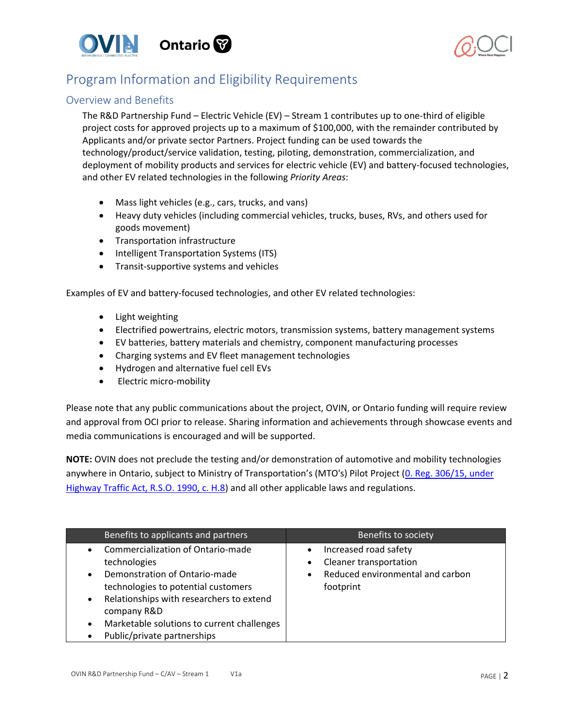# Program Information and Eligibility Requirements

## Overview and Benefits

The R&D Partnership Fund – Electric Vehicle (EV) – Stream 1 contributes up to one-third of eligible project costs for approved projects up to a maximum of $100,000, with the remainder contributed by Applicants and/or private sector Partners. Project funding can be used towards the technology/product/service validation, testing, piloting, demonstration, commercialization, and deployment of mobility products and services for electric vehicle (EV) and battery-focused technologies, and other EV related technologies in the following *Priority Areas*:

- Mass light vehicles (e.g., cars, trucks, and vans)
- Heavy duty vehicles (including commercial vehicles, trucks, buses, RVs, and others used for goods movement)
- Transportation infrastructure
- Intelligent Transportation Systems (ITS)
- Transit-supportive systems and vehicles

Examples of EV and battery-focused technologies, and other EV related technologies:

- Light weighting
- Electrified powertrains, electric motors, transmission systems, battery management systems
- EV batteries, battery materials and chemistry, component manufacturing processes
- Charging systems and EV fleet management technologies
- Hydrogen and alternative fuel cell EVs
- Electric micro-mobility

Please note that any public communications about the project, OVIN, or Ontario funding will require review and approval from OCI prior to release. Sharing information and achievements through showcase events and media communications is encouraged and will be supported.

**NOTE:** OVIN does not preclude the testing and/or demonstration of automotive and mobility technologies anywhere in Ontario, subject to Ministry of Transportation's (MTO's) Pilot Project (0. Reg. 306/15, under Highway Traffic Act, R.S.O. 1990, c. H.8) and all other applicable laws and regulations.

| Benefits to applicants and partners | Benefits to society |
|---|---|
| • Commercialization of Ontario-made technologies<br>• Demonstration of Ontario-made technologies to potential customers<br>• Relationships with researchers to extend company R&D<br>• Marketable solutions to current challenges<br>• Public/private partnerships | • Increased road safety<br>• Cleaner transportation<br>• Reduced environmental and carbon footprint |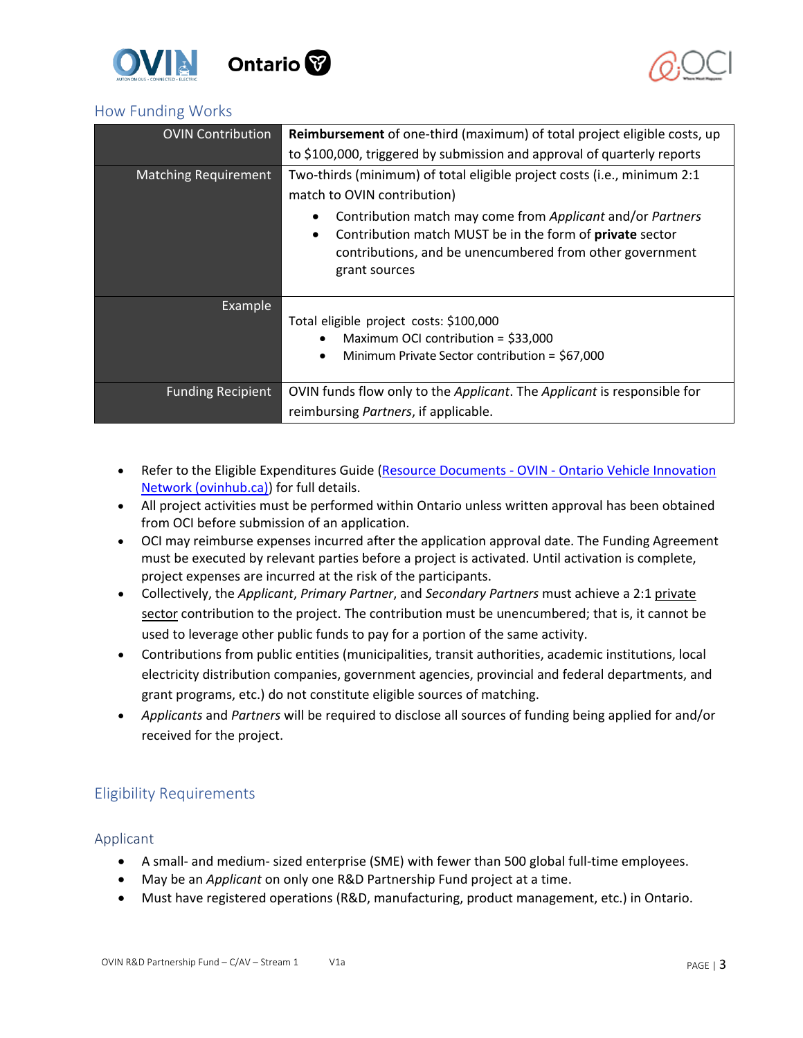## How Funding Works

| | |
|---|---|
| OVIN Contribution | **Reimbursement** of one-third (maximum) of total project eligible costs, up to $100,000, triggered by submission and approval of quarterly reports |
| Matching Requirement | Two-thirds (minimum) of total eligible project costs (i.e., minimum 2:1 match to OVIN contribution)<br>• Contribution match may come from *Applicant* and/or *Partners*<br>• Contribution match MUST be in the form of **private** sector contributions, and be unencumbered from other government grant sources |
| Example | Total eligible project costs: $100,000<br>• Maximum OCI contribution = $33,000<br>• Minimum Private Sector contribution = $67,000 |
| Funding Recipient | OVIN funds flow only to the *Applicant*. The *Applicant* is responsible for reimbursing *Partners*, if applicable. |

- Refer to the Eligible Expenditures Guide ([Resource Documents - OVIN - Ontario Vehicle Innovation Network (ovinhub.ca)](ovinhub.ca)) for full details.
- All project activities must be performed within Ontario unless written approval has been obtained from OCI before submission of an application.
- OCI may reimburse expenses incurred after the application approval date. The Funding Agreement must be executed by relevant parties before a project is activated. Until activation is complete, project expenses are incurred at the risk of the participants.
- Collectively, the *Applicant*, *Primary Partner*, and *Secondary Partners* must achieve a 2:1 private sector contribution to the project. The contribution must be unencumbered; that is, it cannot be used to leverage other public funds to pay for a portion of the same activity.
- Contributions from public entities (municipalities, transit authorities, academic institutions, local electricity distribution companies, government agencies, provincial and federal departments, and grant programs, etc.) do not constitute eligible sources of matching.
- *Applicants* and *Partners* will be required to disclose all sources of funding being applied for and/or received for the project.

## Eligibility Requirements

### Applicant

- A small- and medium- sized enterprise (SME) with fewer than 500 global full-time employees.
- May be an *Applicant* on only one R&D Partnership Fund project at a time.
- Must have registered operations (R&D, manufacturing, product management, etc.) in Ontario.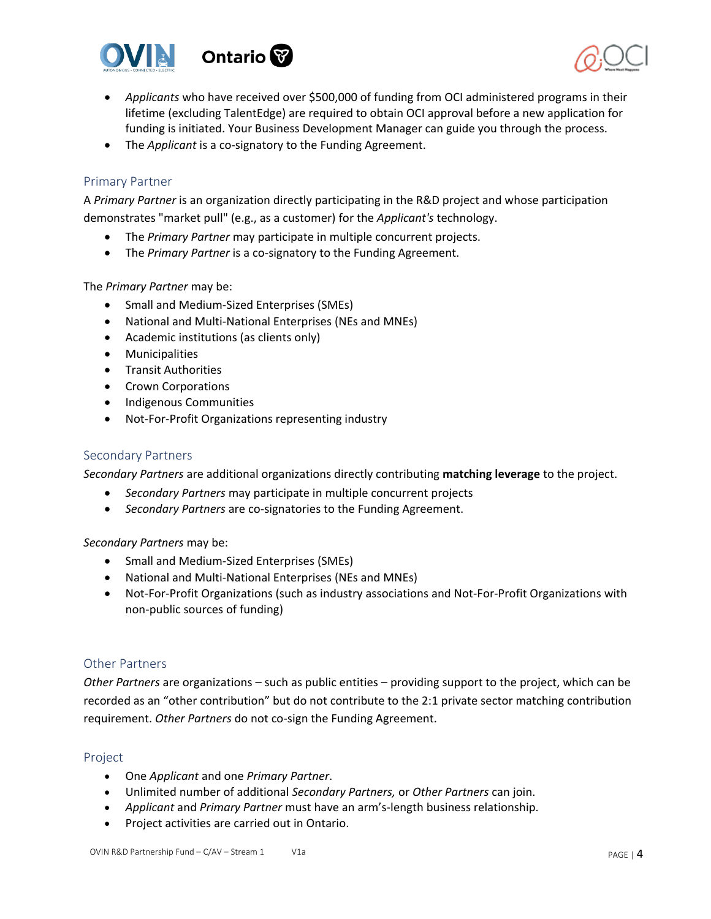- *Applicants* who have received over $500,000 of funding from OCI administered programs in their lifetime (excluding TalentEdge) are required to obtain OCI approval before a new application for funding is initiated. Your Business Development Manager can guide you through the process.
- The *Applicant* is a co-signatory to the Funding Agreement.

## Primary Partner

A *Primary Partner* is an organization directly participating in the R&D project and whose participation demonstrates "market pull" (e.g., as a customer) for the *Applicant's* technology.

- The *Primary Partner* may participate in multiple concurrent projects.
- The *Primary Partner* is a co-signatory to the Funding Agreement.

The *Primary Partner* may be:

- Small and Medium-Sized Enterprises (SMEs)
- National and Multi-National Enterprises (NEs and MNEs)
- Academic institutions (as clients only)
- Municipalities
- Transit Authorities
- Crown Corporations
- Indigenous Communities
- Not-For-Profit Organizations representing industry

## Secondary Partners

*Secondary Partners* are additional organizations directly contributing **matching leverage** to the project.

- *Secondary Partners* may participate in multiple concurrent projects
- *Secondary Partners* are co-signatories to the Funding Agreement.

*Secondary Partners* may be:

- Small and Medium-Sized Enterprises (SMEs)
- National and Multi-National Enterprises (NEs and MNEs)
- Not-For-Profit Organizations (such as industry associations and Not-For-Profit Organizations with non-public sources of funding)

## Other Partners

*Other Partners* are organizations – such as public entities – providing support to the project, which can be recorded as an "other contribution" but do not contribute to the 2:1 private sector matching contribution requirement. *Other Partners* do not co-sign the Funding Agreement.

## Project

- One *Applicant* and one *Primary Partner*.
- Unlimited number of additional *Secondary Partners,* or *Other Partners* can join.
- *Applicant* and *Primary Partner* must have an arm's-length business relationship.
- Project activities are carried out in Ontario.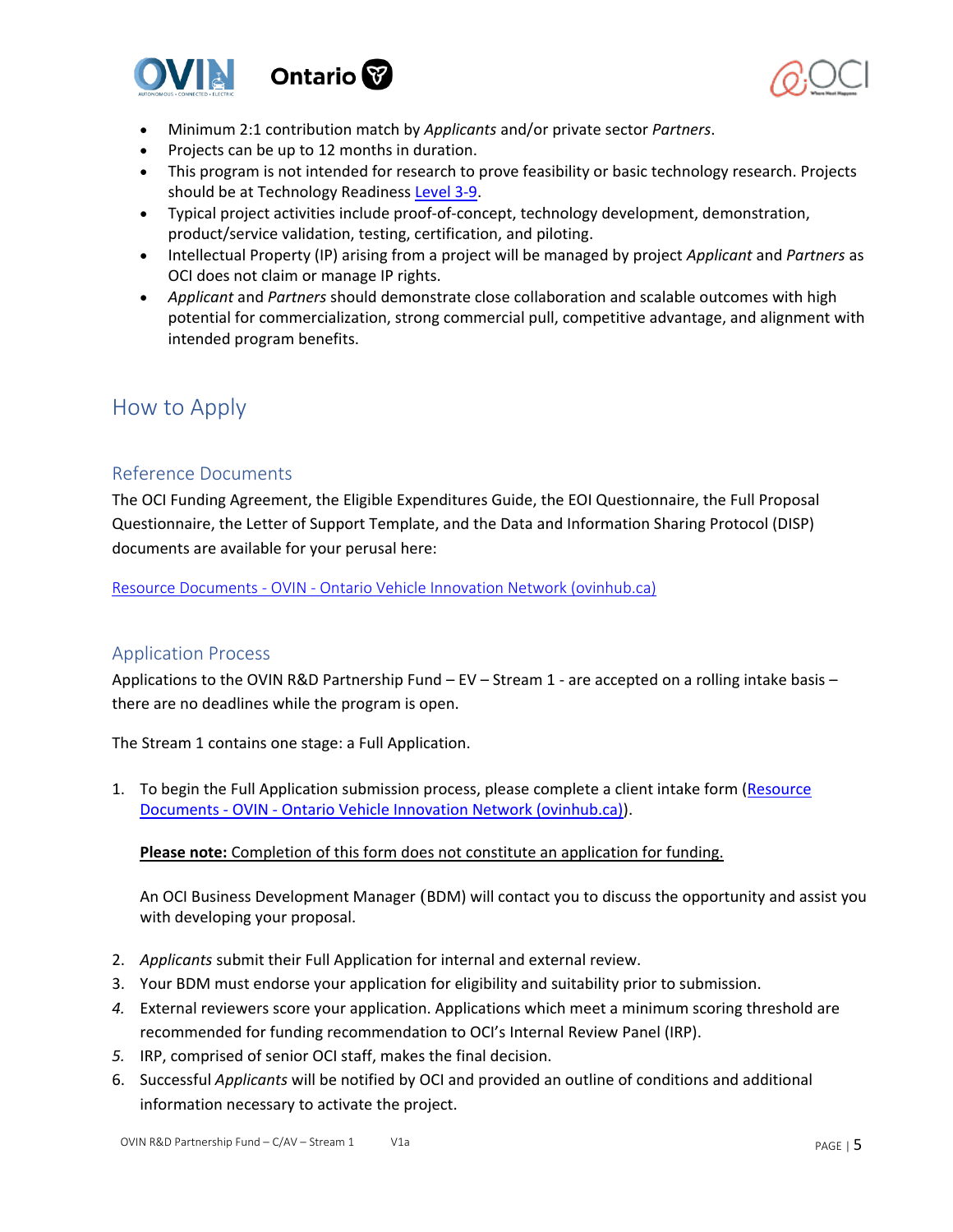- Minimum 2:1 contribution match by *Applicants* and/or private sector *Partners*.
- Projects can be up to 12 months in duration.
- This program is not intended for research to prove feasibility or basic technology research. Projects should be at Technology Readiness [Level 3-9](#).
- Typical project activities include proof-of-concept, technology development, demonstration, product/service validation, testing, certification, and piloting.
- Intellectual Property (IP) arising from a project will be managed by project *Applicant* and *Partners* as OCI does not claim or manage IP rights.
- *Applicant* and *Partners* should demonstrate close collaboration and scalable outcomes with high potential for commercialization, strong commercial pull, competitive advantage, and alignment with intended program benefits.

# How to Apply

## Reference Documents

The OCI Funding Agreement, the Eligible Expenditures Guide, the EOI Questionnaire, the Full Proposal Questionnaire, the Letter of Support Template, and the Data and Information Sharing Protocol (DISP) documents are available for your perusal here:

[Resource Documents - OVIN - Ontario Vehicle Innovation Network (ovinhub.ca)](#)

## Application Process

Applications to the OVIN R&D Partnership Fund – EV – Stream 1 - are accepted on a rolling intake basis – there are no deadlines while the program is open.

The Stream 1 contains one stage: a Full Application.

1. To begin the Full Application submission process, please complete a client intake form ([Resource Documents - OVIN - Ontario Vehicle Innovation Network (ovinhub.ca)](#)).

   **Please note:** Completion of this form does not constitute an application for funding.

   An OCI Business Development Manager (BDM) will contact you to discuss the opportunity and assist you with developing your proposal.

2. *Applicants* submit their Full Application for internal and external review.
3. Your BDM must endorse your application for eligibility and suitability prior to submission.
4. External reviewers score your application. Applications which meet a minimum scoring threshold are recommended for funding recommendation to OCI's Internal Review Panel (IRP).
5. IRP, comprised of senior OCI staff, makes the final decision.
6. Successful *Applicants* will be notified by OCI and provided an outline of conditions and additional information necessary to activate the project.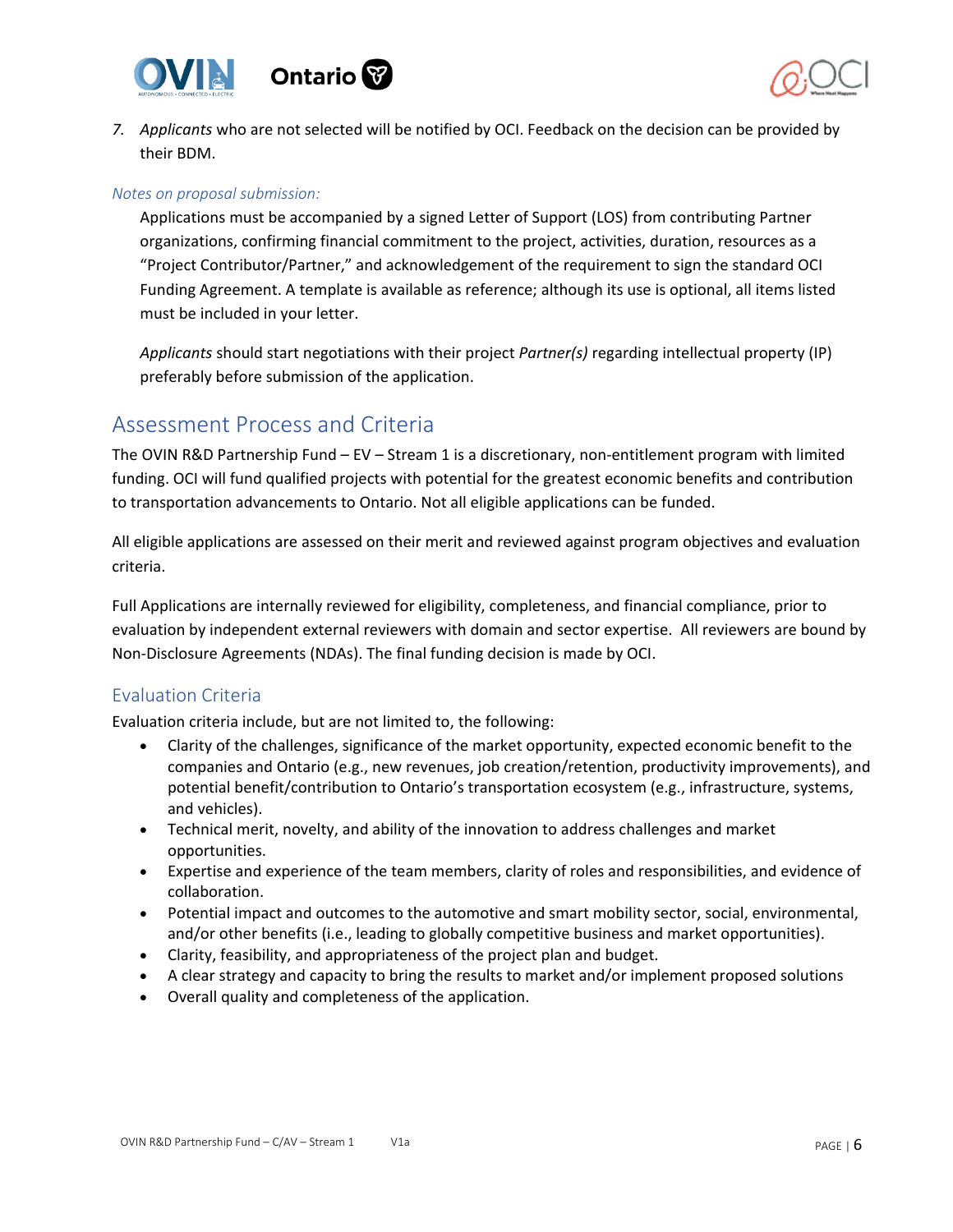7. *Applicants* who are not selected will be notified by OCI. Feedback on the decision can be provided by their BDM.

*Notes on proposal submission:*

Applications must be accompanied by a signed Letter of Support (LOS) from contributing Partner organizations, confirming financial commitment to the project, activities, duration, resources as a "Project Contributor/Partner," and acknowledgement of the requirement to sign the standard OCI Funding Agreement. A template is available as reference; although its use is optional, all items listed must be included in your letter.

*Applicants* should start negotiations with their project *Partner(s)* regarding intellectual property (IP) preferably before submission of the application.

## Assessment Process and Criteria

The OVIN R&D Partnership Fund – EV – Stream 1 is a discretionary, non-entitlement program with limited funding. OCI will fund qualified projects with potential for the greatest economic benefits and contribution to transportation advancements to Ontario. Not all eligible applications can be funded.

All eligible applications are assessed on their merit and reviewed against program objectives and evaluation criteria.

Full Applications are internally reviewed for eligibility, completeness, and financial compliance, prior to evaluation by independent external reviewers with domain and sector expertise. All reviewers are bound by Non-Disclosure Agreements (NDAs). The final funding decision is made by OCI.

### Evaluation Criteria

Evaluation criteria include, but are not limited to, the following:

- Clarity of the challenges, significance of the market opportunity, expected economic benefit to the companies and Ontario (e.g., new revenues, job creation/retention, productivity improvements), and potential benefit/contribution to Ontario's transportation ecosystem (e.g., infrastructure, systems, and vehicles).
- Technical merit, novelty, and ability of the innovation to address challenges and market opportunities.
- Expertise and experience of the team members, clarity of roles and responsibilities, and evidence of collaboration.
- Potential impact and outcomes to the automotive and smart mobility sector, social, environmental, and/or other benefits (i.e., leading to globally competitive business and market opportunities).
- Clarity, feasibility, and appropriateness of the project plan and budget.
- A clear strategy and capacity to bring the results to market and/or implement proposed solutions
- Overall quality and completeness of the application.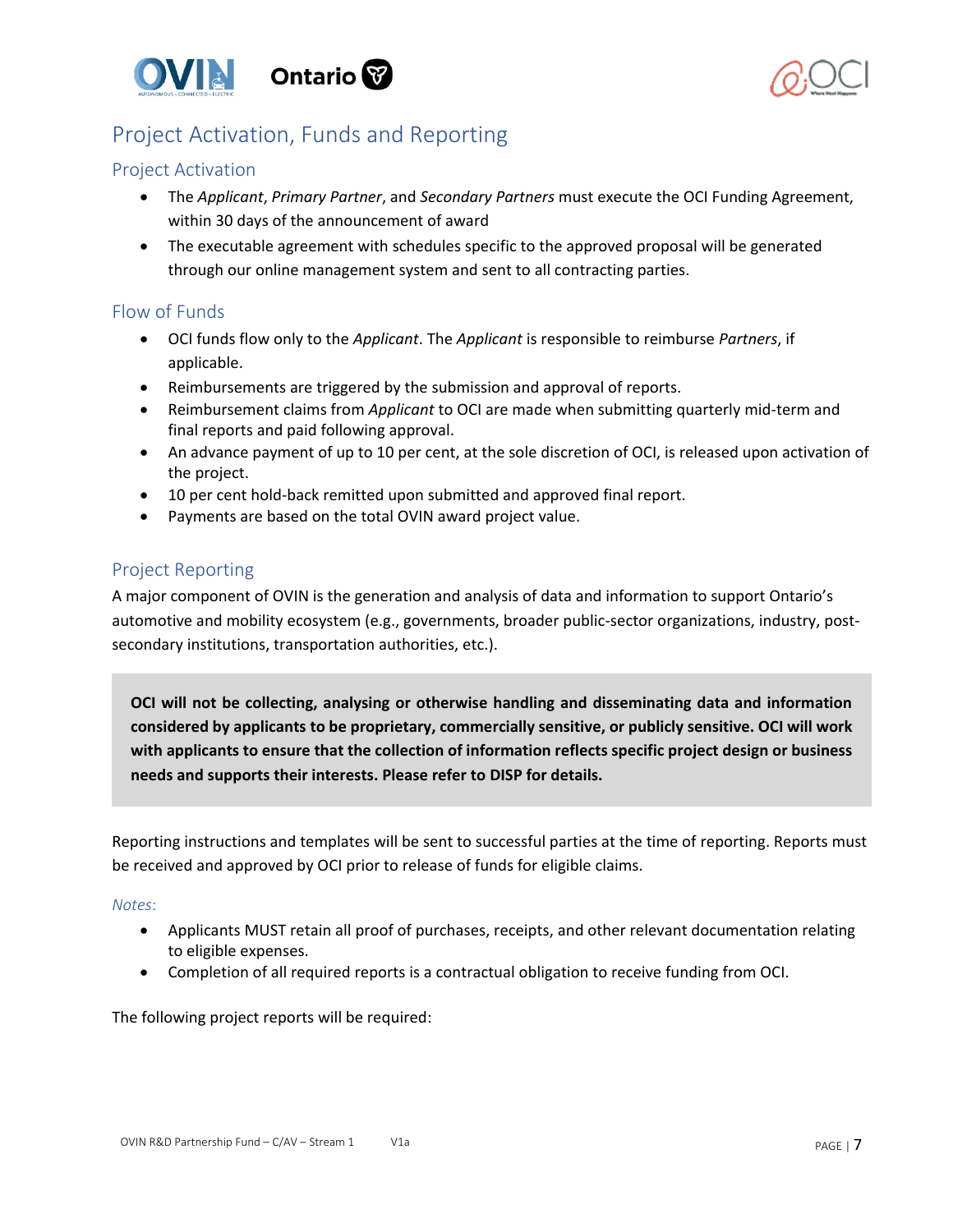# Project Activation, Funds and Reporting

## Project Activation

- The *Applicant*, *Primary Partner*, and *Secondary Partners* must execute the OCI Funding Agreement, within 30 days of the announcement of award
- The executable agreement with schedules specific to the approved proposal will be generated through our online management system and sent to all contracting parties.

## Flow of Funds

- OCI funds flow only to the *Applicant*. The *Applicant* is responsible to reimburse *Partners*, if applicable.
- Reimbursements are triggered by the submission and approval of reports.
- Reimbursement claims from *Applicant* to OCI are made when submitting quarterly mid-term and final reports and paid following approval.
- An advance payment of up to 10 per cent, at the sole discretion of OCI, is released upon activation of the project.
- 10 per cent hold-back remitted upon submitted and approved final report.
- Payments are based on the total OVIN award project value.

## Project Reporting

A major component of OVIN is the generation and analysis of data and information to support Ontario's automotive and mobility ecosystem (e.g., governments, broader public-sector organizations, industry, post-secondary institutions, transportation authorities, etc.).

**OCI will not be collecting, analysing or otherwise handling and disseminating data and information considered by applicants to be proprietary, commercially sensitive, or publicly sensitive. OCI will work with applicants to ensure that the collection of information reflects specific project design or business needs and supports their interests. Please refer to DISP for details.**

Reporting instructions and templates will be sent to successful parties at the time of reporting. Reports must be received and approved by OCI prior to release of funds for eligible claims.

*Notes*:

- Applicants MUST retain all proof of purchases, receipts, and other relevant documentation relating to eligible expenses.
- Completion of all required reports is a contractual obligation to receive funding from OCI.

The following project reports will be required: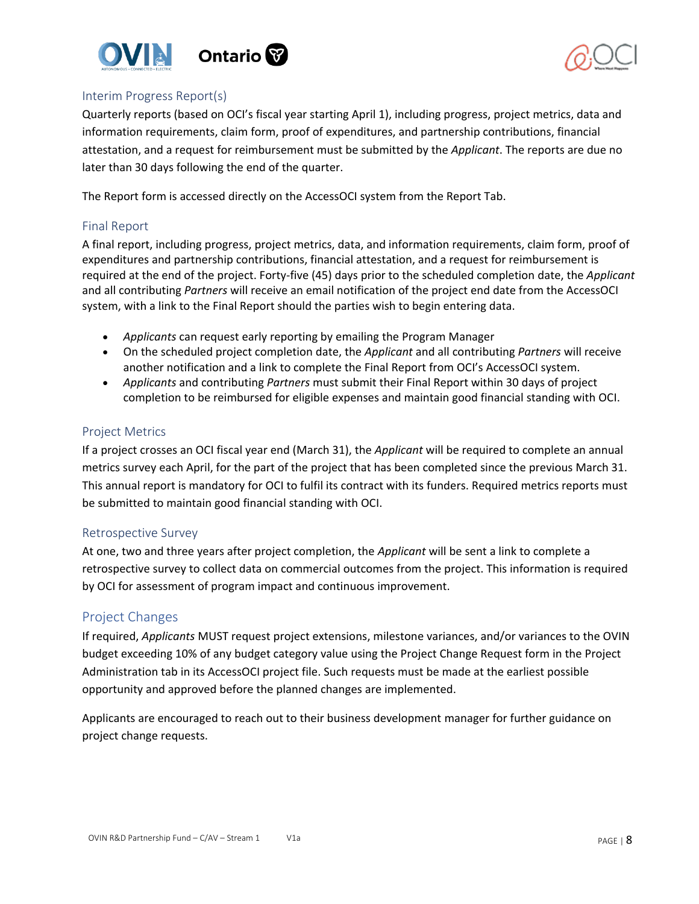## Interim Progress Report(s)

Quarterly reports (based on OCI's fiscal year starting April 1), including progress, project metrics, data and information requirements, claim form, proof of expenditures, and partnership contributions, financial attestation, and a request for reimbursement must be submitted by the *Applicant*. The reports are due no later than 30 days following the end of the quarter.

The Report form is accessed directly on the AccessOCI system from the Report Tab.

## Final Report

A final report, including progress, project metrics, data, and information requirements, claim form, proof of expenditures and partnership contributions, financial attestation, and a request for reimbursement is required at the end of the project. Forty-five (45) days prior to the scheduled completion date, the *Applicant* and all contributing *Partners* will receive an email notification of the project end date from the AccessOCI system, with a link to the Final Report should the parties wish to begin entering data.

- *Applicants* can request early reporting by emailing the Program Manager
- On the scheduled project completion date, the *Applicant* and all contributing *Partners* will receive another notification and a link to complete the Final Report from OCI's AccessOCI system.
- *Applicants* and contributing *Partners* must submit their Final Report within 30 days of project completion to be reimbursed for eligible expenses and maintain good financial standing with OCI.

## Project Metrics

If a project crosses an OCI fiscal year end (March 31), the *Applicant* will be required to complete an annual metrics survey each April, for the part of the project that has been completed since the previous March 31. This annual report is mandatory for OCI to fulfil its contract with its funders. Required metrics reports must be submitted to maintain good financial standing with OCI.

## Retrospective Survey

At one, two and three years after project completion, the *Applicant* will be sent a link to complete a retrospective survey to collect data on commercial outcomes from the project. This information is required by OCI for assessment of program impact and continuous improvement.

## Project Changes

If required, *Applicants* MUST request project extensions, milestone variances, and/or variances to the OVIN budget exceeding 10% of any budget category value using the Project Change Request form in the Project Administration tab in its AccessOCI project file. Such requests must be made at the earliest possible opportunity and approved before the planned changes are implemented.

Applicants are encouraged to reach out to their business development manager for further guidance on project change requests.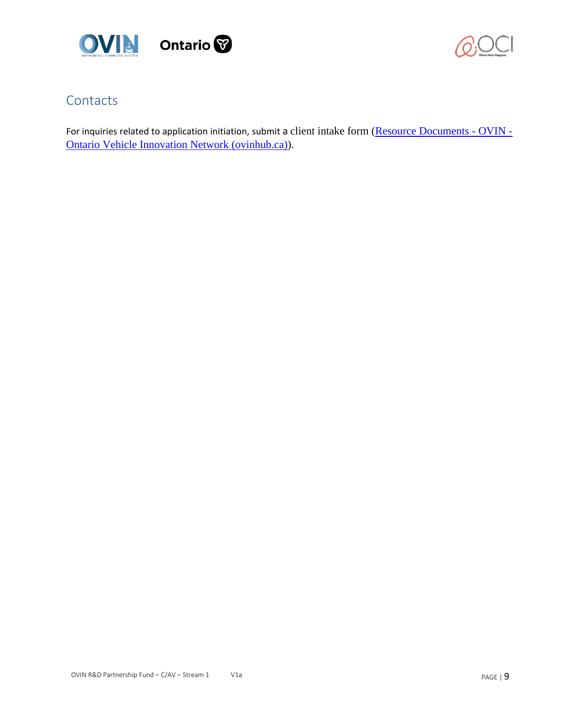## Contacts

For inquiries related to application initiation, submit a client intake form ([Resource Documents - OVIN - Ontario Vehicle Innovation Network (ovinhub.ca)]).